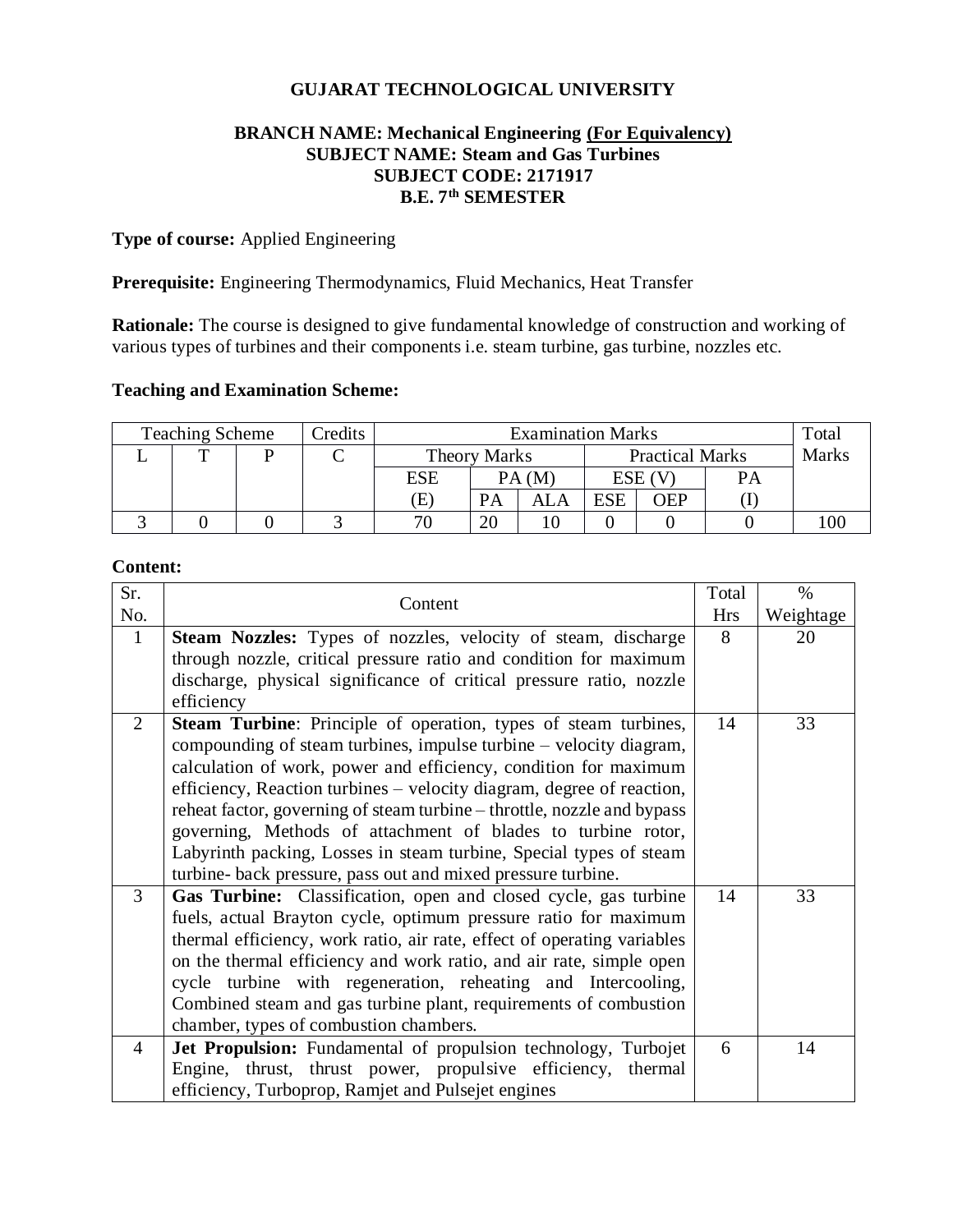# GUJARAT TECHNOLOGICAL UNIVERSITY

**BRANCH NAME: Mechanical Engineering (For Equivalency)**
**SUBJECT NAME: Steam and Gas Turbines**
**SUBJECT CODE: 2171917**
**B.E. 7th SEMESTER**

**Type of course:** Applied Engineering

**Prerequisite:** Engineering Thermodynamics, Fluid Mechanics, Heat Transfer

**Rationale:** The course is designed to give fundamental knowledge of construction and working of various types of turbines and their components i.e. steam turbine, gas turbine, nozzles etc.

**Teaching and Examination Scheme:**

| Teaching Scheme | | | Credits | Examination Marks | | | | | | Total Marks |
|---|---|---|---|---|---|---|---|---|---|---|
| L | T | P | C | Theory Marks | | | Practical Marks | | | |
| | | | | ESE (E) | PA (M) | | ESE (V) | | PA (I) | |
| | | | | | PA | ALA | ESE | OEP | | |
| 3 | 0 | 0 | 3 | 70 | 20 | 10 | 0 | 0 | 0 | 100 |

**Content:**

| Sr. No. | Content | Total Hrs | % Weightage |
|---|---|---|---|
| 1 | **Steam Nozzles:** Types of nozzles, velocity of steam, discharge through nozzle, critical pressure ratio and condition for maximum discharge, physical significance of critical pressure ratio, nozzle efficiency | 8 | 20 |
| 2 | **Steam Turbine**: Principle of operation, types of steam turbines, compounding of steam turbines, impulse turbine – velocity diagram, calculation of work, power and efficiency, condition for maximum efficiency, Reaction turbines – velocity diagram, degree of reaction, reheat factor, governing of steam turbine – throttle, nozzle and bypass governing, Methods of attachment of blades to turbine rotor, Labyrinth packing, Losses in steam turbine, Special types of steam turbine- back pressure, pass out and mixed pressure turbine. | 14 | 33 |
| 3 | **Gas Turbine:** Classification, open and closed cycle, gas turbine fuels, actual Brayton cycle, optimum pressure ratio for maximum thermal efficiency, work ratio, air rate, effect of operating variables on the thermal efficiency and work ratio, and air rate, simple open cycle turbine with regeneration, reheating and Intercooling, Combined steam and gas turbine plant, requirements of combustion chamber, types of combustion chambers. | 14 | 33 |
| 4 | **Jet Propulsion:** Fundamental of propulsion technology, Turbojet Engine, thrust, thrust power, propulsive efficiency, thermal efficiency, Turboprop, Ramjet and Pulsejet engines | 6 | 14 |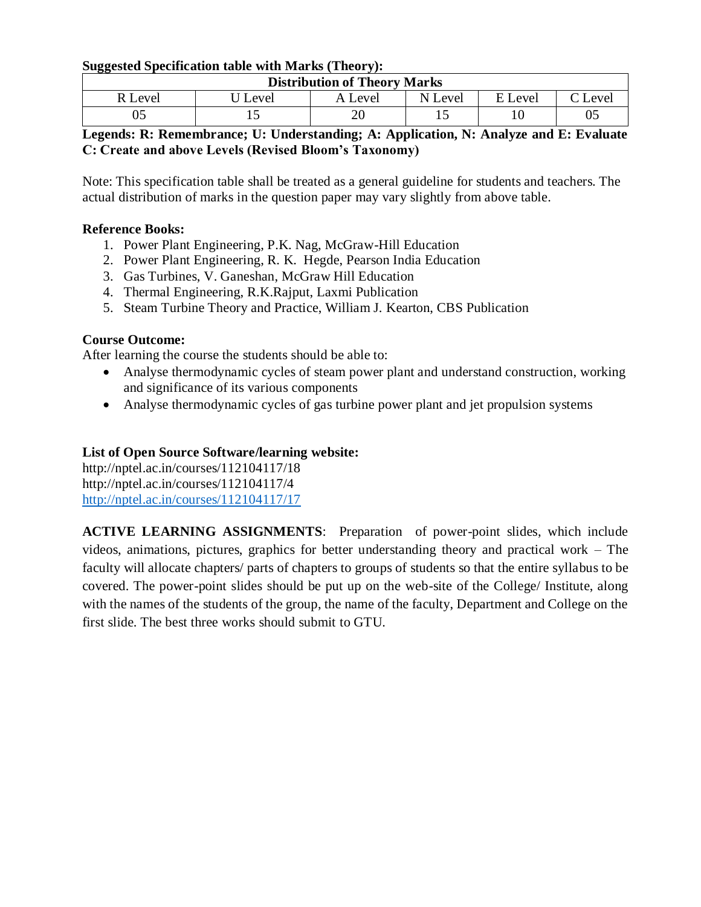**Suggested Specification table with Marks (Theory):**

| Distribution of Theory Marks | | | | | |
|---|---|---|---|---|---|
| R Level | U Level | A Level | N Level | E Level | C Level |
| 05 | 15 | 20 | 15 | 10 | 05 |

**Legends: R: Remembrance; U: Understanding; A: Application, N: Analyze and E: Evaluate C: Create and above Levels (Revised Bloom's Taxonomy)**

Note: This specification table shall be treated as a general guideline for students and teachers. The actual distribution of marks in the question paper may vary slightly from above table.

**Reference Books:**

1. Power Plant Engineering, P.K. Nag, McGraw-Hill Education
2. Power Plant Engineering, R. K. Hegde, Pearson India Education
3. Gas Turbines, V. Ganeshan, McGraw Hill Education
4. Thermal Engineering, R.K.Rajput, Laxmi Publication
5. Steam Turbine Theory and Practice, William J. Kearton, CBS Publication

**Course Outcome:**

After learning the course the students should be able to:

- Analyse thermodynamic cycles of steam power plant and understand construction, working and significance of its various components
- Analyse thermodynamic cycles of gas turbine power plant and jet propulsion systems

**List of Open Source Software/learning website:**

http://nptel.ac.in/courses/112104117/18
http://nptel.ac.in/courses/112104117/4
http://nptel.ac.in/courses/112104117/17

**ACTIVE LEARNING ASSIGNMENTS**: Preparation of power-point slides, which include videos, animations, pictures, graphics for better understanding theory and practical work – The faculty will allocate chapters/ parts of chapters to groups of students so that the entire syllabus to be covered. The power-point slides should be put up on the web-site of the College/ Institute, along with the names of the students of the group, the name of the faculty, Department and College on the first slide. The best three works should submit to GTU.